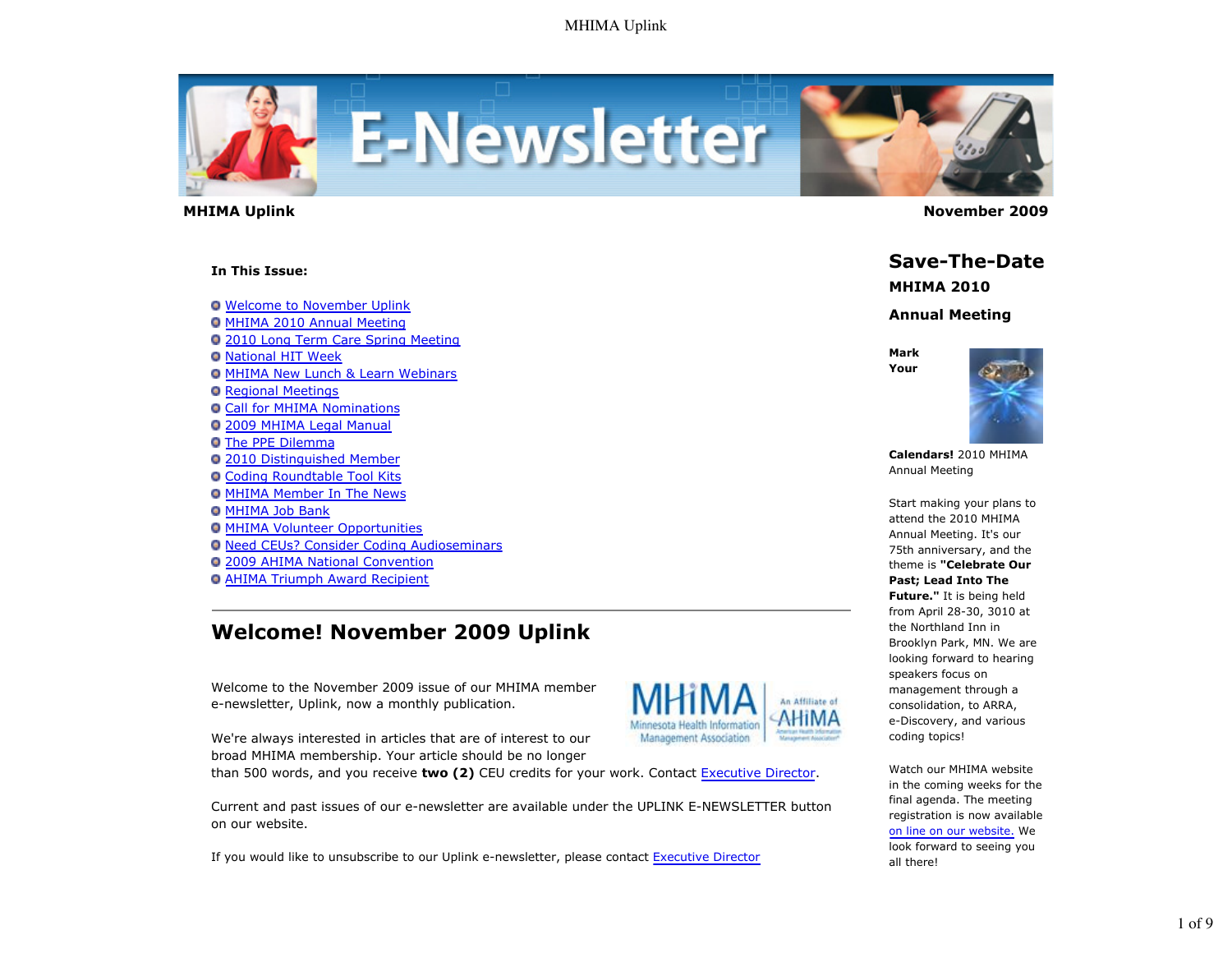**MHIMA Uplink** **November 2009**

**In This Issue:**

- Welcome to November Uplink
- MHIMA 2010 Annual Meeting
- 2010 Long Term Care Spring Meeting
- National HIT Week
- MHIMA New Lunch & Learn Webinars
- Regional Meetings
- Call for MHIMA Nominations
- 2009 MHIMA Legal Manual
- The PPE Dilemma
- 2010 Distinguished Member
- Coding Roundtable Tool Kits
- MHIMA Member In The News
- MHIMA Job Bank
- MHIMA Volunteer Opportunities
- Need CEUs? Consider Coding Audioseminars
- 2009 AHIMA National Convention
- AHIMA Triumph Award Recipient

---

## Welcome! November 2009 Uplink

Welcome to the November 2009 issue of our MHIMA member e-newsletter, Uplink, now a monthly publication.

We're always interested in articles that are of interest to our broad MHIMA membership. Your article should be no longer than 500 words, and you receive **two (2)** CEU credits for your work. Contact Executive Director.

Current and past issues of our e-newsletter are available under the UPLINK E-NEWSLETTER button on our website.

If you would like to unsubscribe to our Uplink e-newsletter, please contact Executive Director

## Save-The-Date

### MHIMA 2010

### Annual Meeting

**Mark Your Calendars!** 2010 MHIMA Annual Meeting

Start making your plans to attend the 2010 MHIMA Annual Meeting. It's our 75th anniversary, and the theme is **"Celebrate Our Past; Lead Into The Future."** It is being held from April 28-30, 3010 at the Northland Inn in Brooklyn Park, MN. We are looking forward to hearing speakers focus on management through a consolidation, to ARRA, e-Discovery, and various coding topics!

Watch our MHIMA website in the coming weeks for the final agenda. The meeting registration is now available on line on our website. We look forward to seeing you all there!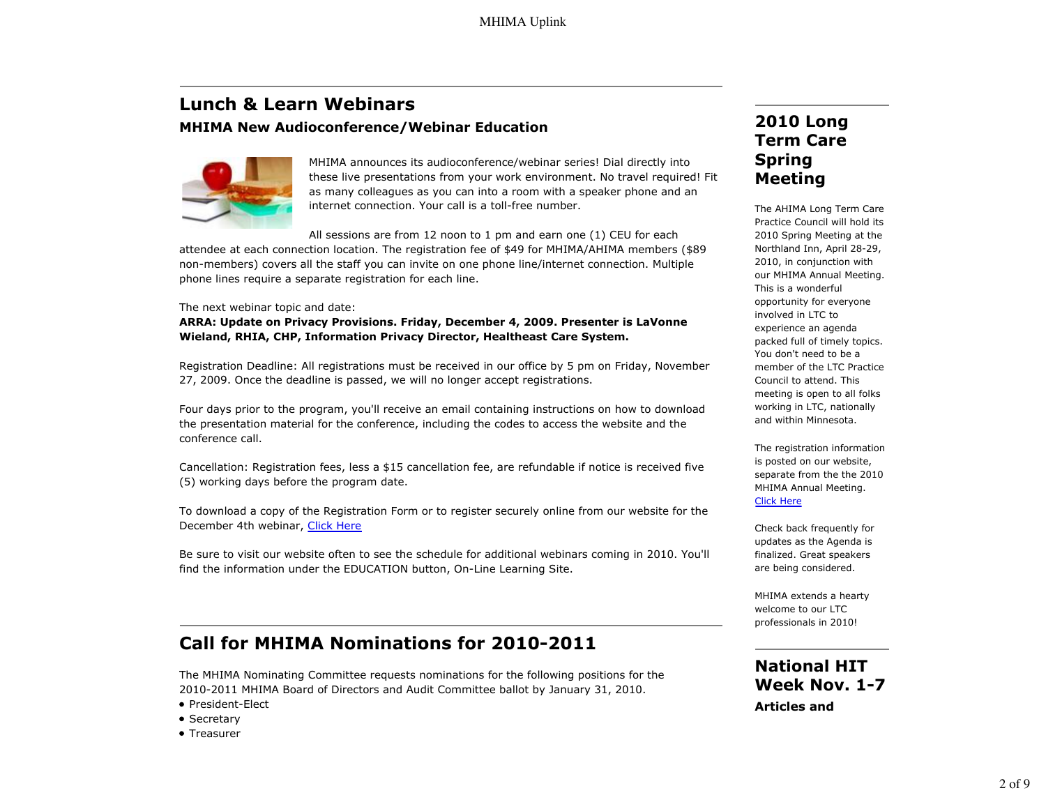## Lunch & Learn Webinars

### MHIMA New Audioconference/Webinar Education

MHIMA announces its audioconference/webinar series! Dial directly into these live presentations from your work environment. No travel required! Fit as many colleagues as you can into a room with a speaker phone and an internet connection. Your call is a toll-free number.

All sessions are from 12 noon to 1 pm and earn one (1) CEU for each attendee at each connection location. The registration fee of $49 for MHIMA/AHIMA members ($89 non-members) covers all the staff you can invite on one phone line/internet connection. Multiple phone lines require a separate registration for each line.

The next webinar topic and date:
**ARRA: Update on Privacy Provisions. Friday, December 4, 2009. Presenter is LaVonne Wieland, RHIA, CHP, Information Privacy Director, Healtheast Care System.**

Registration Deadline: All registrations must be received in our office by 5 pm on Friday, November 27, 2009. Once the deadline is passed, we will no longer accept registrations.

Four days prior to the program, you'll receive an email containing instructions on how to download the presentation material for the conference, including the codes to access the website and the conference call.

Cancellation: Registration fees, less a $15 cancellation fee, are refundable if notice is received five (5) working days before the program date.

To download a copy of the Registration Form or to register securely online from our website for the December 4th webinar, Click Here

Be sure to visit our website often to see the schedule for additional webinars coming in 2010. You'll find the information under the EDUCATION button, On-Line Learning Site.

## Call for MHIMA Nominations for 2010-2011

The MHIMA Nominating Committee requests nominations for the following positions for the 2010-2011 MHIMA Board of Directors and Audit Committee ballot by January 31, 2010.

- President-Elect
- Secretary
- Treasurer

## 2010 Long Term Care Spring Meeting

The AHIMA Long Term Care Practice Council will hold its 2010 Spring Meeting at the Northland Inn, April 28-29, 2010, in conjunction with our MHIMA Annual Meeting. This is a wonderful opportunity for everyone involved in LTC to experience an agenda packed full of timely topics. You don't need to be a member of the LTC Practice Council to attend. This meeting is open to all folks working in LTC, nationally and within Minnesota.

The registration information is posted on our website, separate from the the 2010 MHIMA Annual Meeting. Click Here

Check back frequently for updates as the Agenda is finalized. Great speakers are being considered.

MHIMA extends a hearty welcome to our LTC professionals in 2010!

## National HIT Week Nov. 1-7

### Articles and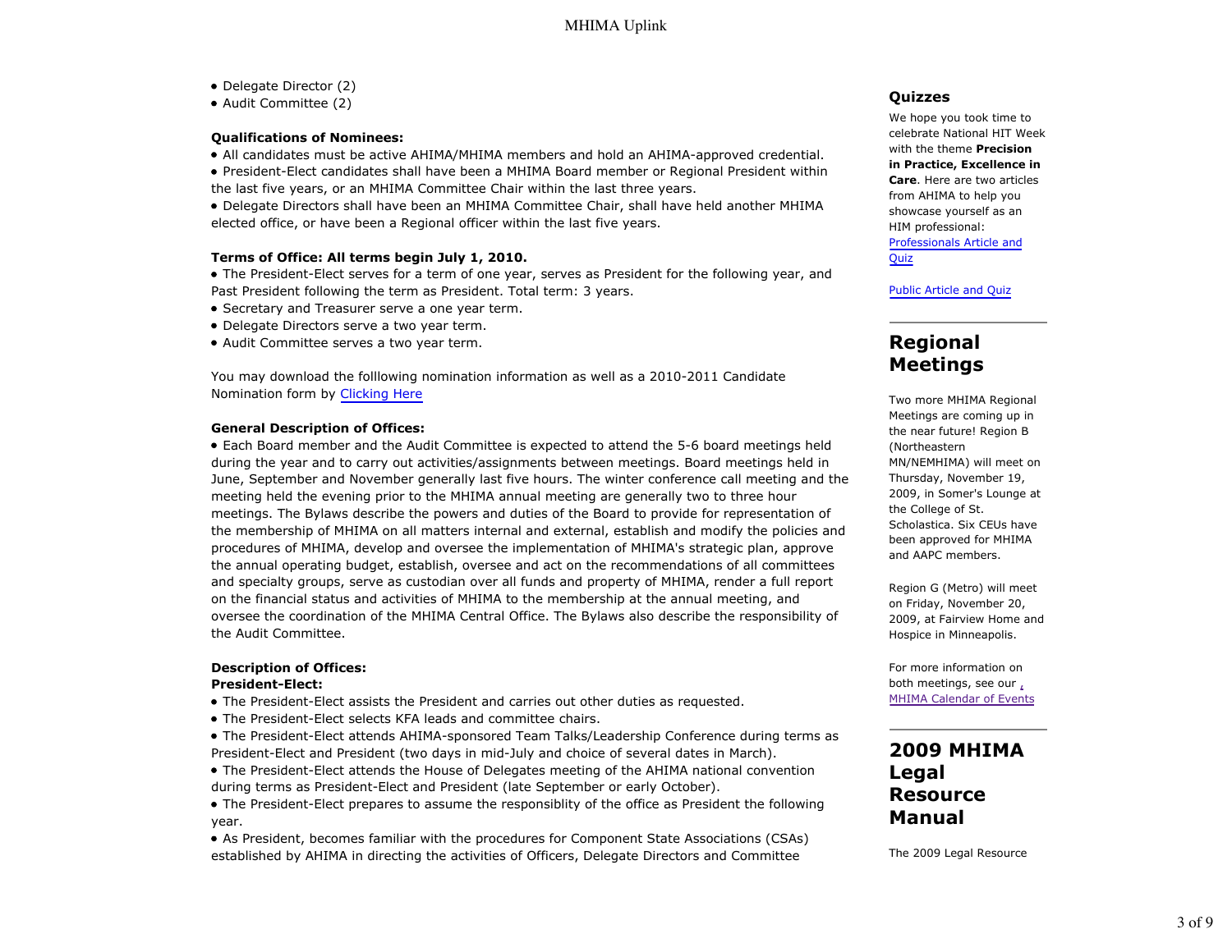- Delegate Director (2)
- Audit Committee (2)

**Qualifications of Nominees:**

- All candidates must be active AHIMA/MHIMA members and hold an AHIMA-approved credential.
- President-Elect candidates shall have been a MHIMA Board member or Regional President within the last five years, or an MHIMA Committee Chair within the last three years.
- Delegate Directors shall have been an MHIMA Committee Chair, shall have held another MHIMA elected office, or have been a Regional officer within the last five years.

**Terms of Office: All terms begin July 1, 2010.**

- The President-Elect serves for a term of one year, serves as President for the following year, and Past President following the term as President. Total term: 3 years.
- Secretary and Treasurer serve a one year term.
- Delegate Directors serve a two year term.
- Audit Committee serves a two year term.

You may download the folllowing nomination information as well as a 2010-2011 Candidate Nomination form by [Clicking Here]

**General Description of Offices:**

- Each Board member and the Audit Committee is expected to attend the 5-6 board meetings held during the year and to carry out activities/assignments between meetings. Board meetings held in June, September and November generally last five hours. The winter conference call meeting and the meeting held the evening prior to the MHIMA annual meeting are generally two to three hour meetings. The Bylaws describe the powers and duties of the Board to provide for representation of the membership of MHIMA on all matters internal and external, establish and modify the policies and procedures of MHIMA, develop and oversee the implementation of MHIMA's strategic plan, approve the annual operating budget, establish, oversee and act on the recommendations of all committees and specialty groups, serve as custodian over all funds and property of MHIMA, render a full report on the financial status and activities of MHIMA to the membership at the annual meeting, and oversee the coordination of the MHIMA Central Office. The Bylaws also describe the responsibility of the Audit Committee.

**Description of Offices:**
**President-Elect:**

- The President-Elect assists the President and carries out other duties as requested.
- The President-Elect selects KFA leads and committee chairs.
- The President-Elect attends AHIMA-sponsored Team Talks/Leadership Conference during terms as President-Elect and President (two days in mid-July and choice of several dates in March).
- The President-Elect attends the House of Delegates meeting of the AHIMA national convention during terms as President-Elect and President (late September or early October).
- The President-Elect prepares to assume the responsiblity of the office as President the following year.
- As President, becomes familiar with the procedures for Component State Associations (CSAs) established by AHIMA in directing the activities of Officers, Delegate Directors and Committee

### Quizzes

We hope you took time to celebrate National HIT Week with the theme **Precision in Practice, Excellence in Care**. Here are two articles from AHIMA to help you showcase yourself as an HIM professional:
[Professionals Article and Quiz]

[Public Article and Quiz]

## Regional Meetings

Two more MHIMA Regional Meetings are coming up in the near future! Region B (Northeastern MN/NEMHIMA) will meet on Thursday, November 19, 2009, in Somer's Lounge at the College of St. Scholastica. Six CEUs have been approved for MHIMA and AAPC members.

Region G (Metro) will meet on Friday, November 20, 2009, at Fairview Home and Hospice in Minneapolis.

For more information on both meetings, see our [MHIMA Calendar of Events]

## 2009 MHIMA Legal Resource Manual

The 2009 Legal Resource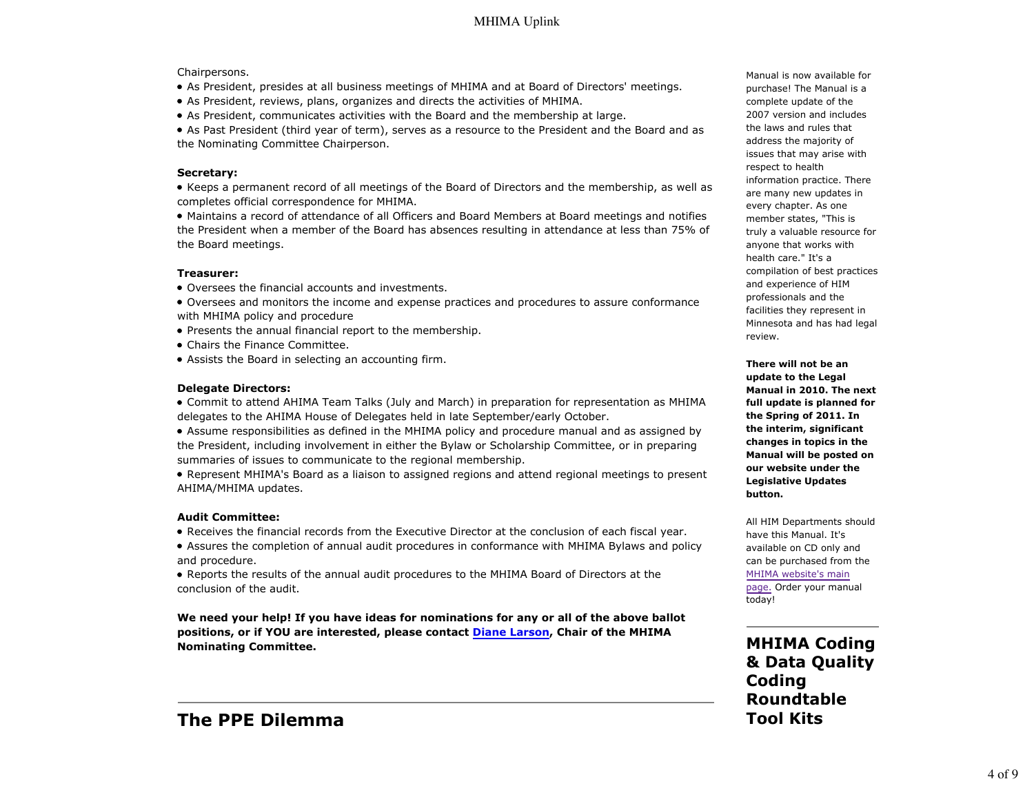Chairpersons.

- As President, presides at all business meetings of MHIMA and at Board of Directors' meetings.
- As President, reviews, plans, organizes and directs the activities of MHIMA.
- As President, communicates activities with the Board and the membership at large.
- As Past President (third year of term), serves as a resource to the President and the Board and as the Nominating Committee Chairperson.

**Secretary:**

- Keeps a permanent record of all meetings of the Board of Directors and the membership, as well as completes official correspondence for MHIMA.
- Maintains a record of attendance of all Officers and Board Members at Board meetings and notifies the President when a member of the Board has absences resulting in attendance at less than 75% of the Board meetings.

**Treasurer:**

- Oversees the financial accounts and investments.
- Oversees and monitors the income and expense practices and procedures to assure conformance with MHIMA policy and procedure
- Presents the annual financial report to the membership.
- Chairs the Finance Committee.
- Assists the Board in selecting an accounting firm.

**Delegate Directors:**

- Commit to attend AHIMA Team Talks (July and March) in preparation for representation as MHIMA delegates to the AHIMA House of Delegates held in late September/early October.
- Assume responsibilities as defined in the MHIMA policy and procedure manual and as assigned by the President, including involvement in either the Bylaw or Scholarship Committee, or in preparing summaries of issues to communicate to the regional membership.
- Represent MHIMA's Board as a liaison to assigned regions and attend regional meetings to present AHIMA/MHIMA updates.

**Audit Committee:**

- Receives the financial records from the Executive Director at the conclusion of each fiscal year.
- Assures the completion of annual audit procedures in conformance with MHIMA Bylaws and policy and procedure.
- Reports the results of the annual audit procedures to the MHIMA Board of Directors at the conclusion of the audit.

**We need your help! If you have ideas for nominations for any or all of the above ballot positions, or if YOU are interested, please contact Diane Larson, Chair of the MHIMA Nominating Committee.**

## The PPE Dilemma

Manual is now available for purchase! The Manual is a complete update of the 2007 version and includes the laws and rules that address the majority of issues that may arise with respect to health information practice. There are many new updates in every chapter. As one member states, "This is truly a valuable resource for anyone that works with health care." It's a compilation of best practices and experience of HIM professionals and the facilities they represent in Minnesota and has had legal review.

**There will not be an update to the Legal Manual in 2010. The next full update is planned for the Spring of 2011. In the interim, significant changes in topics in the Manual will be posted on our website under the Legislative Updates button.**

All HIM Departments should have this Manual. It's available on CD only and can be purchased from the MHIMA website's main page. Order your manual today!

## MHIMA Coding & Data Quality Coding Roundtable Tool Kits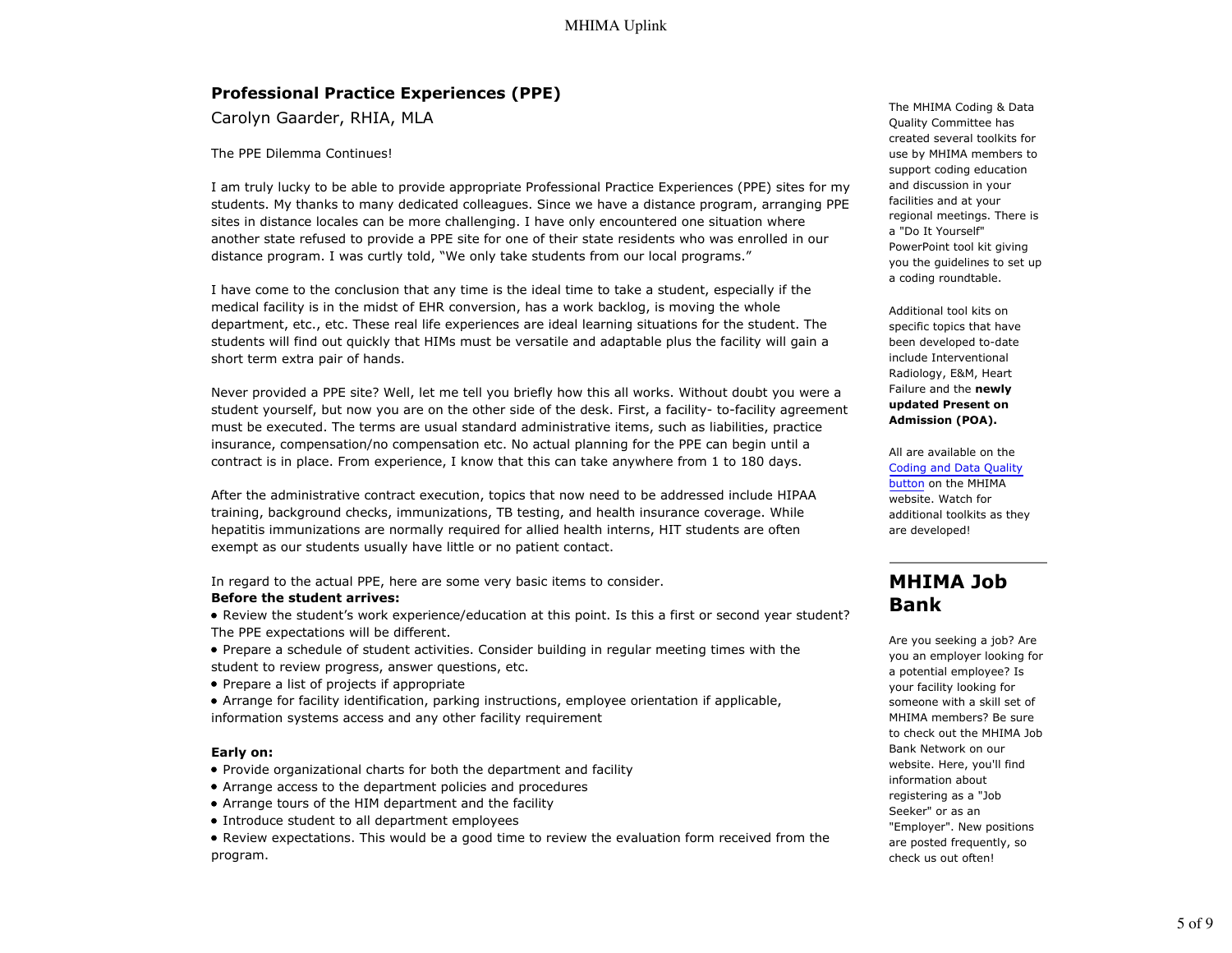## Professional Practice Experiences (PPE)

Carolyn Gaarder, RHIA, MLA

The PPE Dilemma Continues!

I am truly lucky to be able to provide appropriate Professional Practice Experiences (PPE) sites for my students. My thanks to many dedicated colleagues. Since we have a distance program, arranging PPE sites in distance locales can be more challenging. I have only encountered one situation where another state refused to provide a PPE site for one of their state residents who was enrolled in our distance program. I was curtly told, "We only take students from our local programs."

I have come to the conclusion that any time is the ideal time to take a student, especially if the medical facility is in the midst of EHR conversion, has a work backlog, is moving the whole department, etc., etc. These real life experiences are ideal learning situations for the student. The students will find out quickly that HIMs must be versatile and adaptable plus the facility will gain a short term extra pair of hands.

Never provided a PPE site? Well, let me tell you briefly how this all works. Without doubt you were a student yourself, but now you are on the other side of the desk. First, a facility- to-facility agreement must be executed. The terms are usual standard administrative items, such as liabilities, practice insurance, compensation/no compensation etc. No actual planning for the PPE can begin until a contract is in place. From experience, I know that this can take anywhere from 1 to 180 days.

After the administrative contract execution, topics that now need to be addressed include HIPAA training, background checks, immunizations, TB testing, and health insurance coverage. While hepatitis immunizations are normally required for allied health interns, HIT students are often exempt as our students usually have little or no patient contact.

In regard to the actual PPE, here are some very basic items to consider.

**Before the student arrives:**

- Review the student's work experience/education at this point. Is this a first or second year student? The PPE expectations will be different.
- Prepare a schedule of student activities. Consider building in regular meeting times with the student to review progress, answer questions, etc.
- Prepare a list of projects if appropriate
- Arrange for facility identification, parking instructions, employee orientation if applicable, information systems access and any other facility requirement

**Early on:**

- Provide organizational charts for both the department and facility
- Arrange access to the department policies and procedures
- Arrange tours of the HIM department and the facility
- Introduce student to all department employees
- Review expectations. This would be a good time to review the evaluation form received from the program.

The MHIMA Coding & Data Quality Committee has created several toolkits for use by MHIMA members to support coding education and discussion in your facilities and at your regional meetings. There is a "Do It Yourself" PowerPoint tool kit giving you the guidelines to set up a coding roundtable.

Additional tool kits on specific topics that have been developed to-date include Interventional Radiology, E&M, Heart Failure and the **newly updated Present on Admission (POA).**

All are available on the Coding and Data Quality button on the MHIMA website. Watch for additional toolkits as they are developed!

## MHIMA Job Bank

Are you seeking a job? Are you an employer looking for a potential employee? Is your facility looking for someone with a skill set of MHIMA members? Be sure to check out the MHIMA Job Bank Network on our website. Here, you'll find information about registering as a "Job Seeker" or as an "Employer". New positions are posted frequently, so check us out often!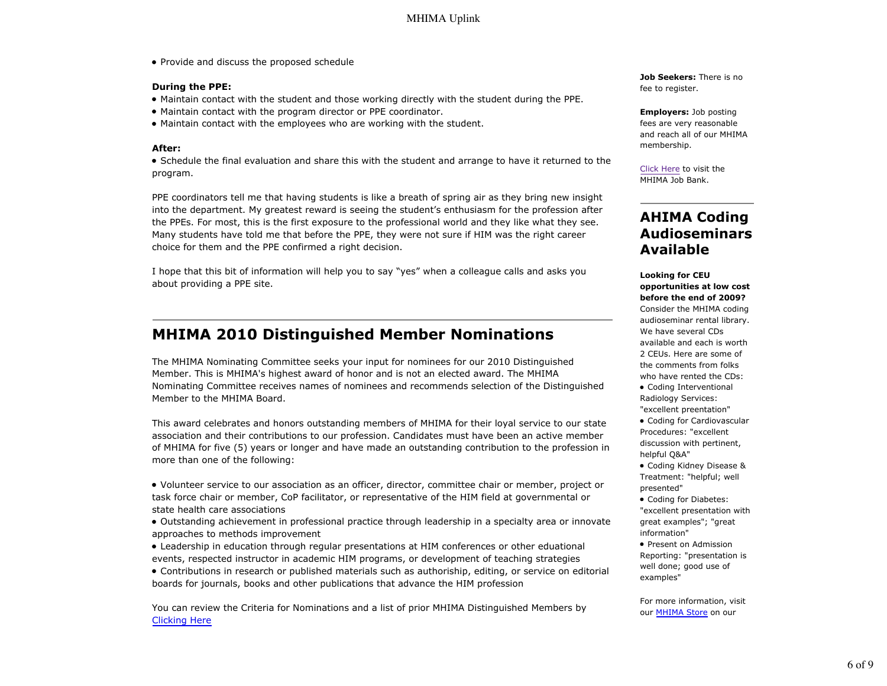- Provide and discuss the proposed schedule

**During the PPE:**

- Maintain contact with the student and those working directly with the student during the PPE.
- Maintain contact with the program director or PPE coordinator.
- Maintain contact with the employees who are working with the student.

**After:**

- Schedule the final evaluation and share this with the student and arrange to have it returned to the program.

PPE coordinators tell me that having students is like a breath of spring air as they bring new insight into the department. My greatest reward is seeing the student's enthusiasm for the profession after the PPEs. For most, this is the first exposure to the professional world and they like what they see. Many students have told me that before the PPE, they were not sure if HIM was the right career choice for them and the PPE confirmed a right decision.

I hope that this bit of information will help you to say "yes" when a colleague calls and asks you about providing a PPE site.

---

## MHIMA 2010 Distinguished Member Nominations

The MHIMA Nominating Committee seeks your input for nominees for our 2010 Distinguished Member. This is MHIMA's highest award of honor and is not an elected award. The MHIMA Nominating Committee receives names of nominees and recommends selection of the Distinguished Member to the MHIMA Board.

This award celebrates and honors outstanding members of MHIMA for their loyal service to our state association and their contributions to our profession. Candidates must have been an active member of MHIMA for five (5) years or longer and have made an outstanding contribution to the profession in more than one of the following:

- Volunteer service to our association as an officer, director, committee chair or member, project or task force chair or member, CoP facilitator, or representative of the HIM field at governmental or state health care associations
- Outstanding achievement in professional practice through leadership in a specialty area or innovate approaches to methods improvement
- Leadership in education through regular presentations at HIM conferences or other eduational events, respected instructor in academic HIM programs, or development of teaching strategies
- Contributions in research or published materials such as authoriship, editing, or service on editorial boards for journals, books and other publications that advance the HIM profession

You can review the Criteria for Nominations and a list of prior MHIMA Distinguished Members by Clicking Here

---

**Job Seekers:** There is no fee to register.

**Employers:** Job posting fees are very reasonable and reach all of our MHIMA membership.

Click Here to visit the MHIMA Job Bank.

---

## AHIMA Coding Audioseminars Available

**Looking for CEU opportunities at low cost before the end of 2009?** Consider the MHIMA coding audioseminar rental library. We have several CDs available and each is worth 2 CEUs. Here are some of the comments from folks who have rented the CDs:

- Coding Interventional Radiology Services: "excellent preentation"
- Coding for Cardiovascular Procedures: "excellent discussion with pertinent, helpful Q&A"
- Coding Kidney Disease & Treatment: "helpful; well presented"
- Coding for Diabetes: "excellent presentation with great examples"; "great information"
- Present on Admission Reporting: "presentation is well done; good use of examples"

For more information, visit our MHIMA Store on our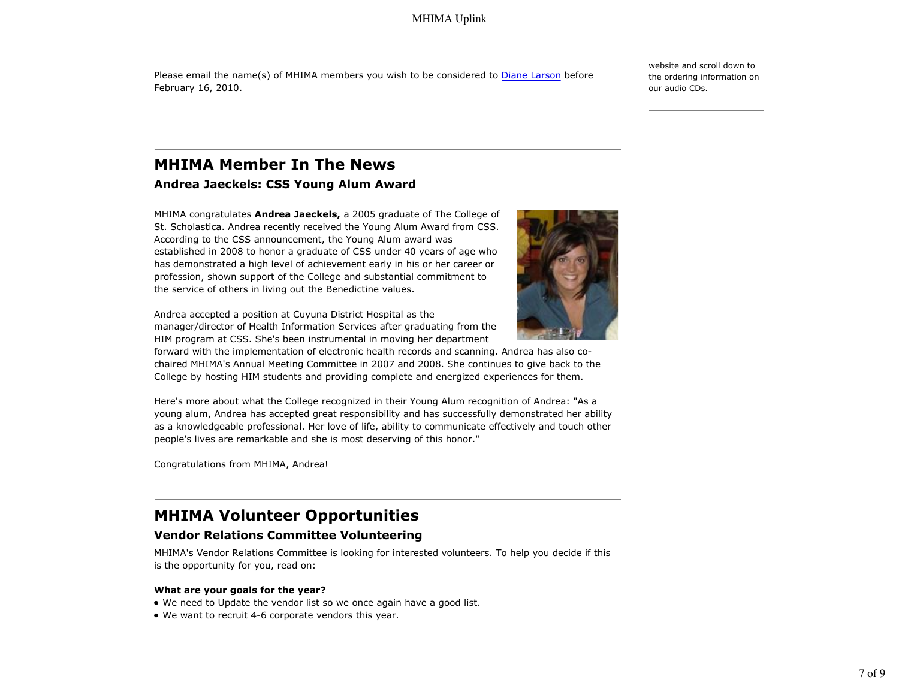Please email the name(s) of MHIMA members you wish to be considered to [Diane Larson] before February 16, 2010.

website and scroll down to the ordering information on our audio CDs.

---

# MHIMA Member In The News

### Andrea Jaeckels: CSS Young Alum Award

MHIMA congratulates **Andrea Jaeckels,** a 2005 graduate of The College of St. Scholastica. Andrea recently received the Young Alum Award from CSS. According to the CSS announcement, the Young Alum award was established in 2008 to honor a graduate of CSS under 40 years of age who has demonstrated a high level of achievement early in his or her career or profession, shown support of the College and substantial commitment to the service of others in living out the Benedictine values.

Andrea accepted a position at Cuyuna District Hospital as the manager/director of Health Information Services after graduating from the HIM program at CSS. She's been instrumental in moving her department forward with the implementation of electronic health records and scanning. Andrea has also co-chaired MHIMA's Annual Meeting Committee in 2007 and 2008. She continues to give back to the College by hosting HIM students and providing complete and energized experiences for them.

Here's more about what the College recognized in their Young Alum recognition of Andrea: "As a young alum, Andrea has accepted great responsibility and has successfully demonstrated her ability as a knowledgeable professional. Her love of life, ability to communicate effectively and touch other people's lives are remarkable and she is most deserving of this honor."

Congratulations from MHIMA, Andrea!

---

# MHIMA Volunteer Opportunities

### Vendor Relations Committee Volunteering

MHIMA's Vendor Relations Committee is looking for interested volunteers. To help you decide if this is the opportunity for you, read on:

**What are your goals for the year?**

- We need to Update the vendor list so we once again have a good list.
- We want to recruit 4-6 corporate vendors this year.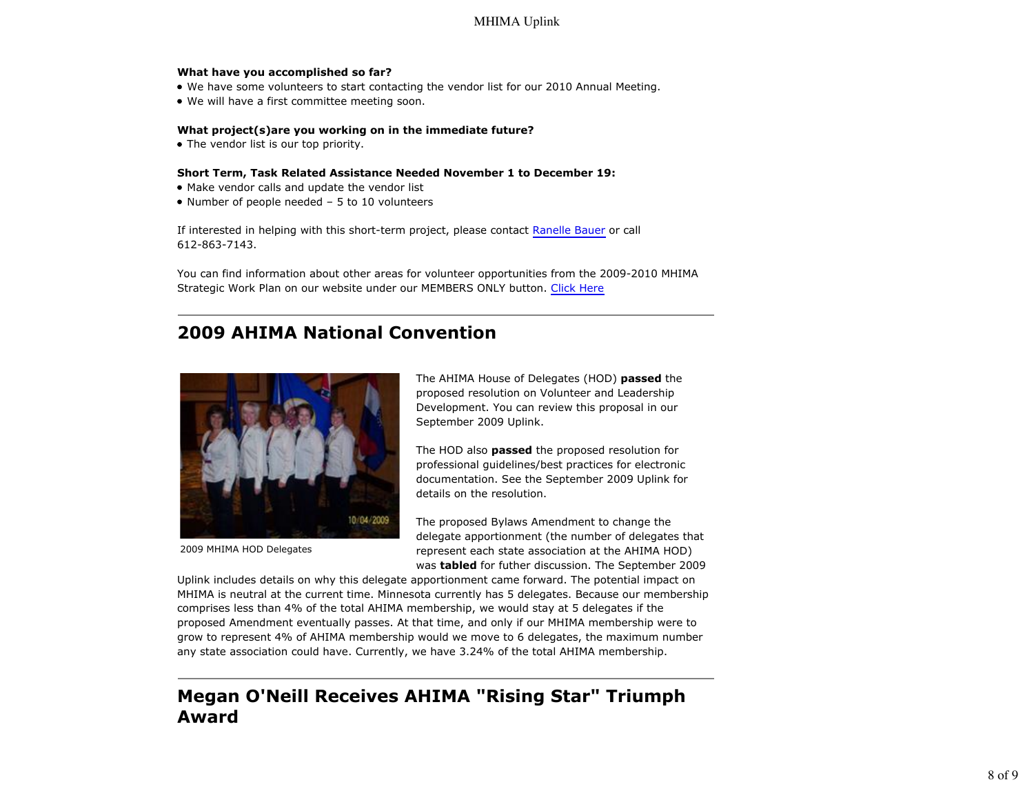**What have you accomplished so far?**

- We have some volunteers to start contacting the vendor list for our 2010 Annual Meeting.
- We will have a first committee meeting soon.

**What project(s)are you working on in the immediate future?**

- The vendor list is our top priority.

**Short Term, Task Related Assistance Needed November 1 to December 19:**

- Make vendor calls and update the vendor list
- Number of people needed – 5 to 10 volunteers

If interested in helping with this short-term project, please contact Ranelle Bauer or call 612-863-7143.

You can find information about other areas for volunteer opportunities from the 2009-2010 MHIMA Strategic Work Plan on our website under our MEMBERS ONLY button. Click Here

---

## 2009 AHIMA National Convention

2009 MHIMA HOD Delegates

The AHIMA House of Delegates (HOD) **passed** the proposed resolution on Volunteer and Leadership Development. You can review this proposal in our September 2009 Uplink.

The HOD also **passed** the proposed resolution for professional guidelines/best practices for electronic documentation. See the September 2009 Uplink for details on the resolution.

The proposed Bylaws Amendment to change the delegate apportionment (the number of delegates that represent each state association at the AHIMA HOD) was **tabled** for futher discussion. The September 2009 Uplink includes details on why this delegate apportionment came forward. The potential impact on MHIMA is neutral at the current time. Minnesota currently has 5 delegates. Because our membership comprises less than 4% of the total AHIMA membership, we would stay at 5 delegates if the proposed Amendment eventually passes. At that time, and only if our MHIMA membership were to grow to represent 4% of AHIMA membership would we move to 6 delegates, the maximum number any state association could have. Currently, we have 3.24% of the total AHIMA membership.

---

## Megan O'Neill Receives AHIMA "Rising Star" Triumph Award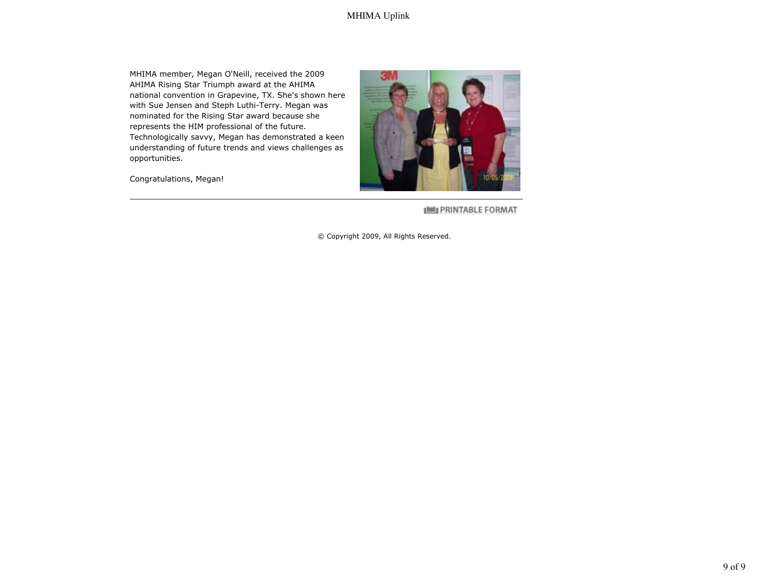MHIMA member, Megan O'Neill, received the 2009 AHIMA Rising Star Triumph award at the AHIMA national convention in Grapevine, TX. She's shown here with Sue Jensen and Steph Luthi-Terry. Megan was nominated for the Rising Star award because she represents the HIM professional of the future. Technologically savvy, Megan has demonstrated a keen understanding of future trends and views challenges as opportunities.

Congratulations, Megan!

---

PRINTABLE FORMAT

© Copyright 2009, All Rights Reserved.